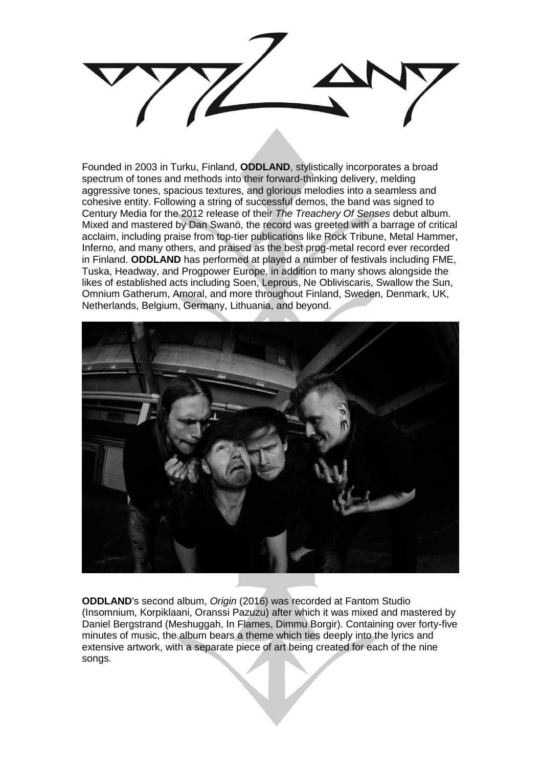Founded in 2003 in Turku, Finland, **ODDLAND**, stylistically incorporates a broad spectrum of tones and methods into their forward-thinking delivery, melding aggressive tones, spacious textures, and glorious melodies into a seamless and cohesive entity. Following a string of successful demos, the band was signed to Century Media for the 2012 release of their *The Treachery Of Senses* debut album. Mixed and mastered by Dan Swanö, the record was greeted with a barrage of critical acclaim, including praise from top-tier publications like Rock Tribune, Metal Hammer, Inferno, and many others, and praised as the best prog-metal record ever recorded in Finland. **ODDLAND** has performed at played a number of festivals including FME, Tuska, Headway, and Progpower Europe, in addition to many shows alongside the likes of established acts including Soen, Leprous, Ne Obliviscaris, Swallow the Sun, Omnium Gatherum, Amoral, and more throughout Finland, Sweden, Denmark, UK, Netherlands, Belgium, Germany, Lithuania, and beyond.

**ODDLAND**'s second album, *Origin* (2016) was recorded at Fantom Studio (Insomnium, Korpiklaani, Oranssi Pazuzu) after which it was mixed and mastered by Daniel Bergstrand (Meshuggah, In Flames, Dimmu Borgir). Containing over forty-five minutes of music, the album bears a theme which ties deeply into the lyrics and extensive artwork, with a separate piece of art being created for each of the nine songs.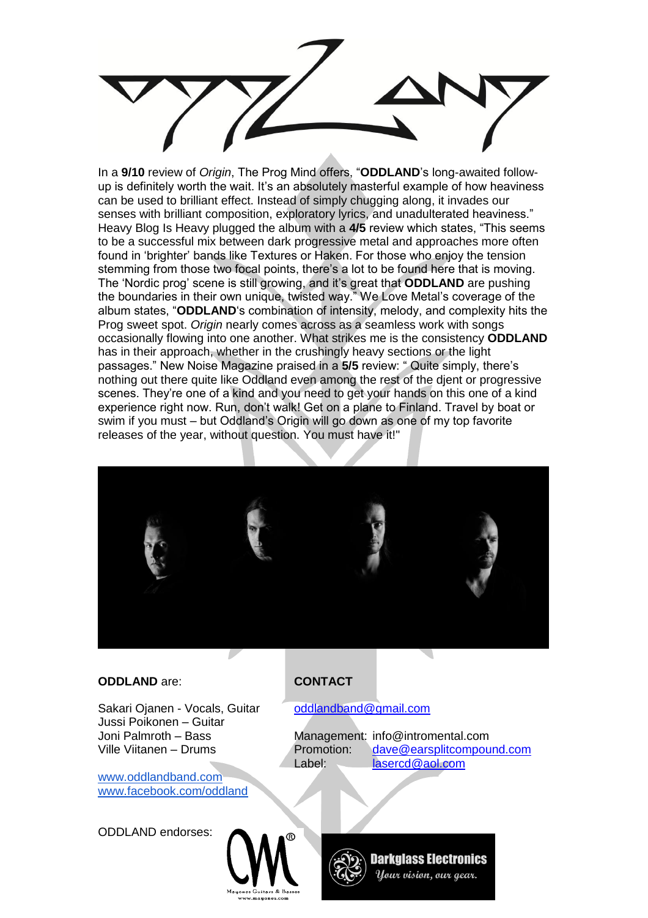In a **9/10** review of *Origin*, The Prog Mind offers, "**ODDLAND**'s long-awaited follow-up is definitely worth the wait. It's an absolutely masterful example of how heaviness can be used to brilliant effect. Instead of simply chugging along, it invades our senses with brilliant composition, exploratory lyrics, and unadulterated heaviness." Heavy Blog Is Heavy plugged the album with a **4/5** review which states, "This seems to be a successful mix between dark progressive metal and approaches more often found in 'brighter' bands like Textures or Haken. For those who enjoy the tension stemming from those two focal points, there's a lot to be found here that is moving. The 'Nordic prog' scene is still growing, and it's great that **ODDLAND** are pushing the boundaries in their own unique, twisted way." We Love Metal's coverage of the album states, "**ODDLAND**'s combination of intensity, melody, and complexity hits the Prog sweet spot. *Origin* nearly comes across as a seamless work with songs occasionally flowing into one another. What strikes me is the consistency **ODDLAND** has in their approach, whether in the crushingly heavy sections or the light passages." New Noise Magazine praised in a **5/5** review: " Quite simply, there's nothing out there quite like Oddland even among the rest of the djent or progressive scenes. They're one of a kind and you need to get your hands on this one of a kind experience right now. Run, don't walk! Get on a plane to Finland. Travel by boat or swim if you must – but Oddland's Origin will go down as one of my top favorite releases of the year, without question. You must have it!"

**ODDLAND** are:

Sakari Ojanen - Vocals, Guitar
Jussi Poikonen – Guitar
Joni Palmroth – Bass
Ville Viitanen – Drums

www.oddlandband.com
www.facebook.com/oddland

**CONTACT**

oddlandband@gmail.com

Management: info@intromental.com
Promotion: dave@earsplitcompound.com
Label: lasercd@aol.com

ODDLAND endorses:

Mayones Guitars & Basses
www.mayones.com

Darkglass Electronics
*Your vision, our gear.*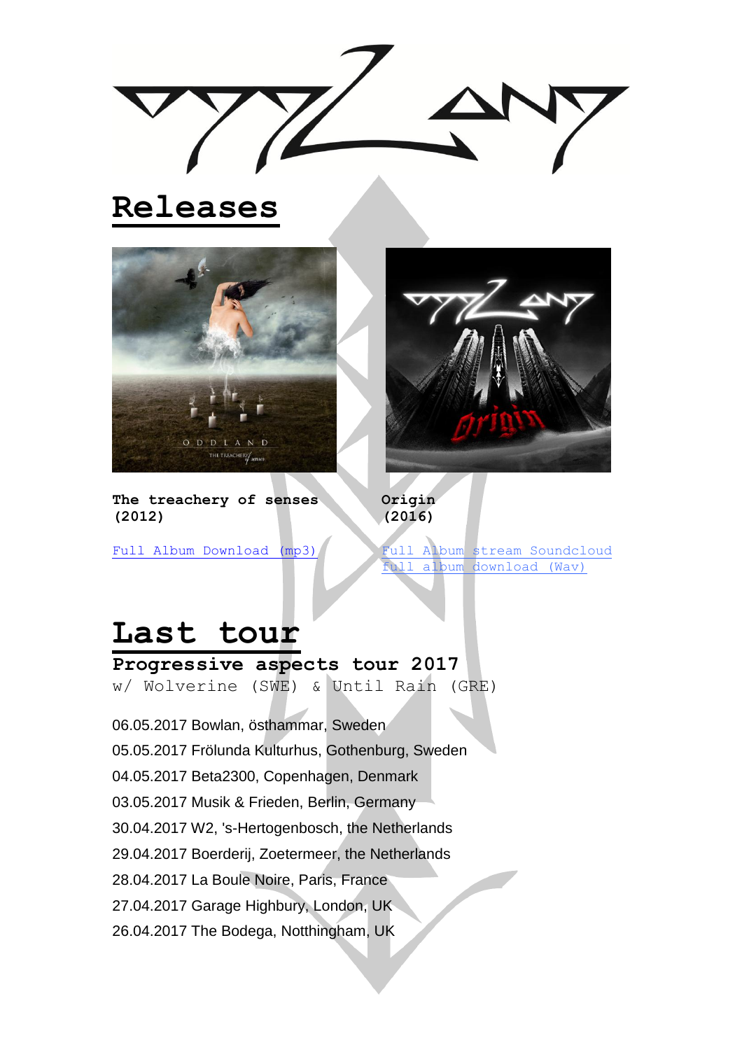# Releases

**The treachery of senses (2012)**

Full Album Download (mp3)

**Origin (2016)**

Full Album stream Soundcloud
full album download (Wav)

# Last tour

## Progressive aspects tour 2017

w/ Wolverine (SWE) & Until Rain (GRE)

06.05.2017 Bowlan, östhammar, Sweden
05.05.2017 Frölunda Kulturhus, Gothenburg, Sweden
04.05.2017 Beta2300, Copenhagen, Denmark
03.05.2017 Musik & Frieden, Berlin, Germany
30.04.2017 W2, 's-Hertogenbosch, the Netherlands
29.04.2017 Boerderij, Zoetermeer, the Netherlands
28.04.2017 La Boule Noire, Paris, France
27.04.2017 Garage Highbury, London, UK
26.04.2017 The Bodega, Notthingham, UK